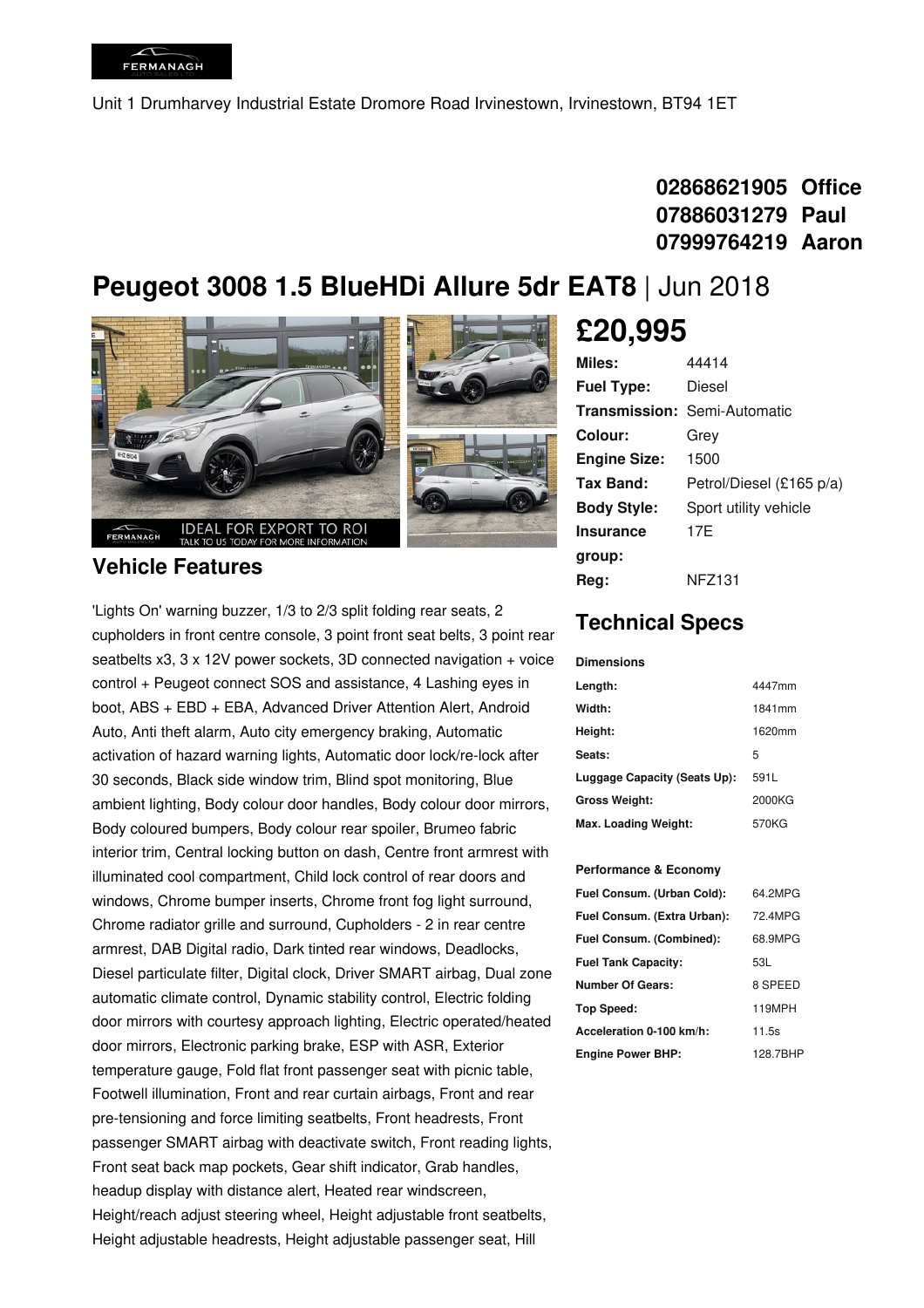Unit 1 Drumharvey Industrial Estate Dromore Road Irvinestown, Irvinestown, BT94 1ET

**02868621905 Office**
**07886031279 Paul**
**07999764219 Aaron**

# Peugeot 3008 1.5 BlueHDi Allure 5dr EAT8 | Jun 2018

## £20,995

| | |
|---|---|
| **Miles:** | 44414 |
| **Fuel Type:** | Diesel |
| **Transmission:** | Semi-Automatic |
| **Colour:** | Grey |
| **Engine Size:** | 1500 |
| **Tax Band:** | Petrol/Diesel (£165 p/a) |
| **Body Style:** | Sport utility vehicle |
| **Insurance group:** | 17E |
| **Reg:** | NFZ131 |

## Technical Specs

**Dimensions**

| | |
|---|---|
| **Length:** | 4447mm |
| **Width:** | 1841mm |
| **Height:** | 1620mm |
| **Seats:** | 5 |
| **Luggage Capacity (Seats Up):** | 591L |
| **Gross Weight:** | 2000KG |
| **Max. Loading Weight:** | 570KG |

**Performance & Economy**

| | |
|---|---|
| **Fuel Consum. (Urban Cold):** | 64.2MPG |
| **Fuel Consum. (Extra Urban):** | 72.4MPG |
| **Fuel Consum. (Combined):** | 68.9MPG |
| **Fuel Tank Capacity:** | 53L |
| **Number Of Gears:** | 8 SPEED |
| **Top Speed:** | 119MPH |
| **Acceleration 0-100 km/h:** | 11.5s |
| **Engine Power BHP:** | 128.7BHP |

## Vehicle Features

'Lights On' warning buzzer, 1/3 to 2/3 split folding rear seats, 2 cupholders in front centre console, 3 point front seat belts, 3 point rear seatbelts x3, 3 x 12V power sockets, 3D connected navigation + voice control + Peugeot connect SOS and assistance, 4 Lashing eyes in boot, ABS + EBD + EBA, Advanced Driver Attention Alert, Android Auto, Anti theft alarm, Auto city emergency braking, Automatic activation of hazard warning lights, Automatic door lock/re-lock after 30 seconds, Black side window trim, Blind spot monitoring, Blue ambient lighting, Body colour door handles, Body colour door mirrors, Body coloured bumpers, Body colour rear spoiler, Brumeo fabric interior trim, Central locking button on dash, Centre front armrest with illuminated cool compartment, Child lock control of rear doors and windows, Chrome bumper inserts, Chrome front fog light surround, Chrome radiator grille and surround, Cupholders - 2 in rear centre armrest, DAB Digital radio, Dark tinted rear windows, Deadlocks, Diesel particulate filter, Digital clock, Driver SMART airbag, Dual zone automatic climate control, Dynamic stability control, Electric folding door mirrors with courtesy approach lighting, Electric operated/heated door mirrors, Electronic parking brake, ESP with ASR, Exterior temperature gauge, Fold flat front passenger seat with picnic table, Footwell illumination, Front and rear curtain airbags, Front and rear pre-tensioning and force limiting seatbelts, Front headrests, Front passenger SMART airbag with deactivate switch, Front reading lights, Front seat back map pockets, Gear shift indicator, Grab handles, headup display with distance alert, Heated rear windscreen, Height/reach adjust steering wheel, Height adjustable front seatbelts, Height adjustable headrests, Height adjustable passenger seat, Hill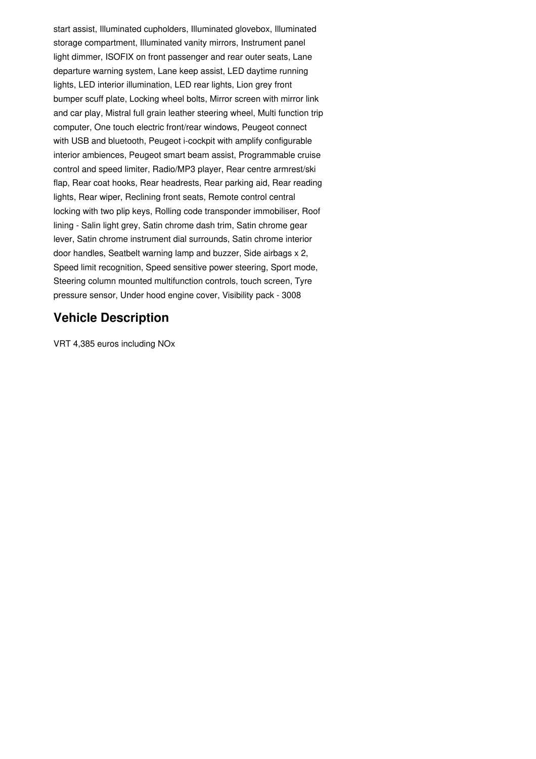start assist, Illuminated cupholders, Illuminated glovebox, Illuminated storage compartment, Illuminated vanity mirrors, Instrument panel light dimmer, ISOFIX on front passenger and rear outer seats, Lane departure warning system, Lane keep assist, LED daytime running lights, LED interior illumination, LED rear lights, Lion grey front bumper scuff plate, Locking wheel bolts, Mirror screen with mirror link and car play, Mistral full grain leather steering wheel, Multi function trip computer, One touch electric front/rear windows, Peugeot connect with USB and bluetooth, Peugeot i-cockpit with amplify configurable interior ambiences, Peugeot smart beam assist, Programmable cruise control and speed limiter, Radio/MP3 player, Rear centre armrest/ski flap, Rear coat hooks, Rear headrests, Rear parking aid, Rear reading lights, Rear wiper, Reclining front seats, Remote control central locking with two plip keys, Rolling code transponder immobiliser, Roof lining - Salin light grey, Satin chrome dash trim, Satin chrome gear lever, Satin chrome instrument dial surrounds, Satin chrome interior door handles, Seatbelt warning lamp and buzzer, Side airbags x 2, Speed limit recognition, Speed sensitive power steering, Sport mode, Steering column mounted multifunction controls, touch screen, Tyre pressure sensor, Under hood engine cover, Visibility pack - 3008

## Vehicle Description

VRT 4,385 euros including NOx